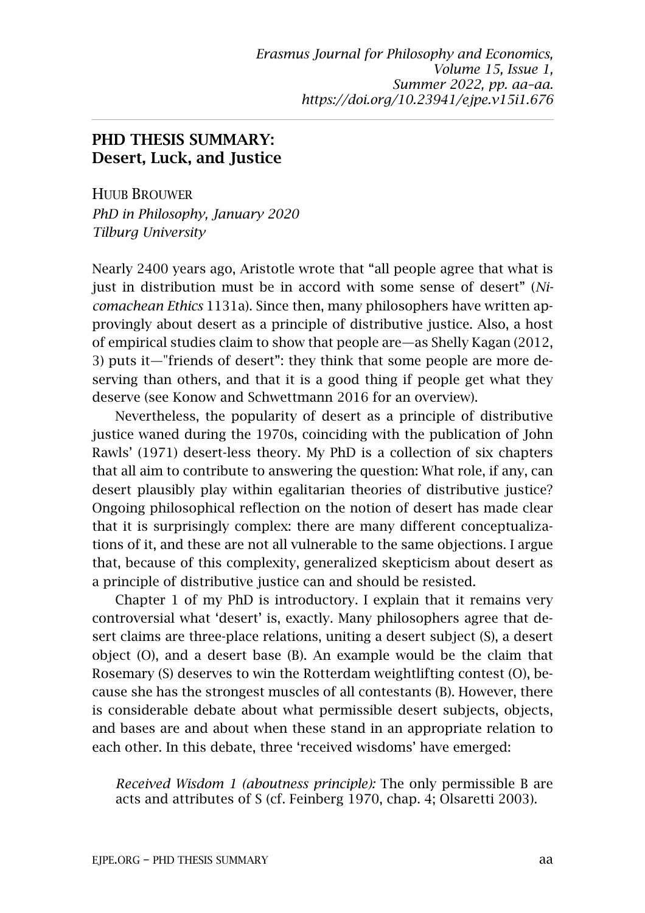## PHD THESIS SUMMARY: Desert, Luck, and Justice

HUUB BROUWER
*PhD in Philosophy, January 2020*
*Tilburg University*

Nearly 2400 years ago, Aristotle wrote that "all people agree that what is just in distribution must be in accord with some sense of desert" (*Nicomachean Ethics* 1131a). Since then, many philosophers have written approvingly about desert as a principle of distributive justice. Also, a host of empirical studies claim to show that people are—as Shelly Kagan (2012, 3) puts it—"friends of desert": they think that some people are more deserving than others, and that it is a good thing if people get what they deserve (see Konow and Schwettmann 2016 for an overview).

Nevertheless, the popularity of desert as a principle of distributive justice waned during the 1970s, coinciding with the publication of John Rawls' (1971) desert-less theory. My PhD is a collection of six chapters that all aim to contribute to answering the question: What role, if any, can desert plausibly play within egalitarian theories of distributive justice? Ongoing philosophical reflection on the notion of desert has made clear that it is surprisingly complex: there are many different conceptualizations of it, and these are not all vulnerable to the same objections. I argue that, because of this complexity, generalized skepticism about desert as a principle of distributive justice can and should be resisted.

Chapter 1 of my PhD is introductory. I explain that it remains very controversial what 'desert' is, exactly. Many philosophers agree that desert claims are three-place relations, uniting a desert subject (S), a desert object (O), and a desert base (B). An example would be the claim that Rosemary (S) deserves to win the Rotterdam weightlifting contest (O), because she has the strongest muscles of all contestants (B). However, there is considerable debate about what permissible desert subjects, objects, and bases are and about when these stand in an appropriate relation to each other. In this debate, three 'received wisdoms' have emerged:

> *Received Wisdom 1 (aboutness principle):* The only permissible B are acts and attributes of S (cf. Feinberg 1970, chap. 4; Olsaretti 2003).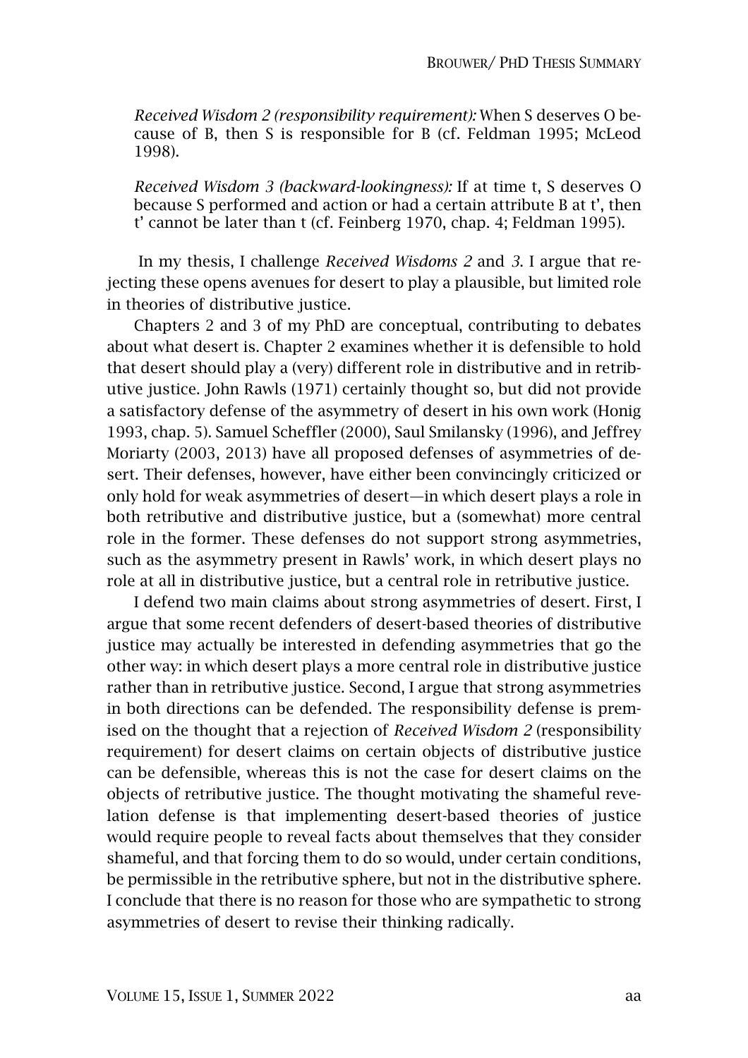*Received Wisdom 2 (responsibility requirement):* When S deserves O because of B, then S is responsible for B (cf. Feldman 1995; McLeod 1998).

*Received Wisdom 3 (backward-lookingness):* If at time t, S deserves O because S performed and action or had a certain attribute B at t', then t' cannot be later than t (cf. Feinberg 1970, chap. 4; Feldman 1995).

In my thesis, I challenge *Received Wisdoms 2* and *3*. I argue that rejecting these opens avenues for desert to play a plausible, but limited role in theories of distributive justice.

Chapters 2 and 3 of my PhD are conceptual, contributing to debates about what desert is. Chapter 2 examines whether it is defensible to hold that desert should play a (very) different role in distributive and in retributive justice. John Rawls (1971) certainly thought so, but did not provide a satisfactory defense of the asymmetry of desert in his own work (Honig 1993, chap. 5). Samuel Scheffler (2000), Saul Smilansky (1996), and Jeffrey Moriarty (2003, 2013) have all proposed defenses of asymmetries of desert. Their defenses, however, have either been convincingly criticized or only hold for weak asymmetries of desert—in which desert plays a role in both retributive and distributive justice, but a (somewhat) more central role in the former. These defenses do not support strong asymmetries, such as the asymmetry present in Rawls' work, in which desert plays no role at all in distributive justice, but a central role in retributive justice.

I defend two main claims about strong asymmetries of desert. First, I argue that some recent defenders of desert-based theories of distributive justice may actually be interested in defending asymmetries that go the other way: in which desert plays a more central role in distributive justice rather than in retributive justice. Second, I argue that strong asymmetries in both directions can be defended. The responsibility defense is premised on the thought that a rejection of *Received Wisdom 2* (responsibility requirement) for desert claims on certain objects of distributive justice can be defensible, whereas this is not the case for desert claims on the objects of retributive justice. The thought motivating the shameful revelation defense is that implementing desert-based theories of justice would require people to reveal facts about themselves that they consider shameful, and that forcing them to do so would, under certain conditions, be permissible in the retributive sphere, but not in the distributive sphere. I conclude that there is no reason for those who are sympathetic to strong asymmetries of desert to revise their thinking radically.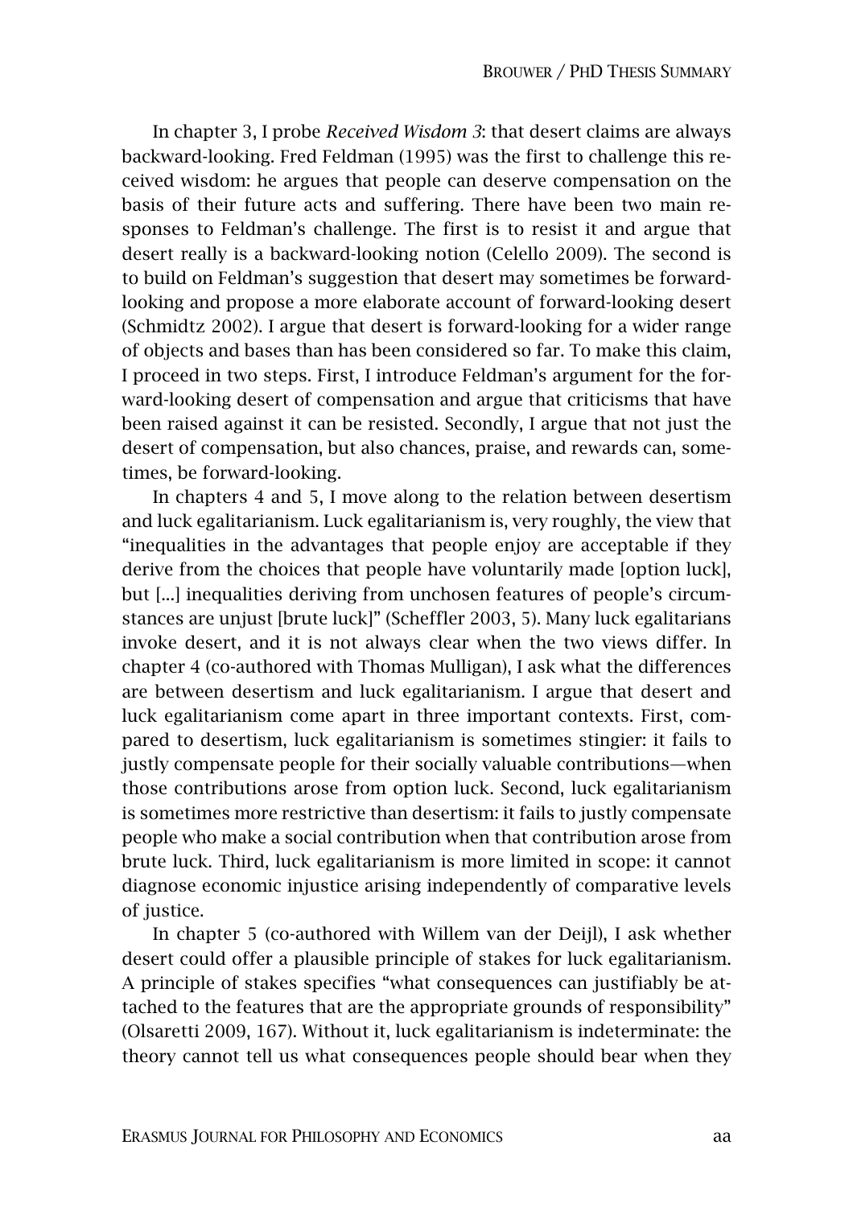In chapter 3, I probe *Received Wisdom 3*: that desert claims are always backward-looking. Fred Feldman (1995) was the first to challenge this received wisdom: he argues that people can deserve compensation on the basis of their future acts and suffering. There have been two main responses to Feldman's challenge. The first is to resist it and argue that desert really is a backward-looking notion (Celello 2009). The second is to build on Feldman's suggestion that desert may sometimes be forward-looking and propose a more elaborate account of forward-looking desert (Schmidtz 2002). I argue that desert is forward-looking for a wider range of objects and bases than has been considered so far. To make this claim, I proceed in two steps. First, I introduce Feldman's argument for the forward-looking desert of compensation and argue that criticisms that have been raised against it can be resisted. Secondly, I argue that not just the desert of compensation, but also chances, praise, and rewards can, sometimes, be forward-looking.

In chapters 4 and 5, I move along to the relation between desertism and luck egalitarianism. Luck egalitarianism is, very roughly, the view that "inequalities in the advantages that people enjoy are acceptable if they derive from the choices that people have voluntarily made [option luck], but [...] inequalities deriving from unchosen features of people's circumstances are unjust [brute luck]" (Scheffler 2003, 5). Many luck egalitarians invoke desert, and it is not always clear when the two views differ. In chapter 4 (co-authored with Thomas Mulligan), I ask what the differences are between desertism and luck egalitarianism. I argue that desert and luck egalitarianism come apart in three important contexts. First, compared to desertism, luck egalitarianism is sometimes stingier: it fails to justly compensate people for their socially valuable contributions—when those contributions arose from option luck. Second, luck egalitarianism is sometimes more restrictive than desertism: it fails to justly compensate people who make a social contribution when that contribution arose from brute luck. Third, luck egalitarianism is more limited in scope: it cannot diagnose economic injustice arising independently of comparative levels of justice.

In chapter 5 (co-authored with Willem van der Deijl), I ask whether desert could offer a plausible principle of stakes for luck egalitarianism. A principle of stakes specifies "what consequences can justifiably be attached to the features that are the appropriate grounds of responsibility" (Olsaretti 2009, 167). Without it, luck egalitarianism is indeterminate: the theory cannot tell us what consequences people should bear when they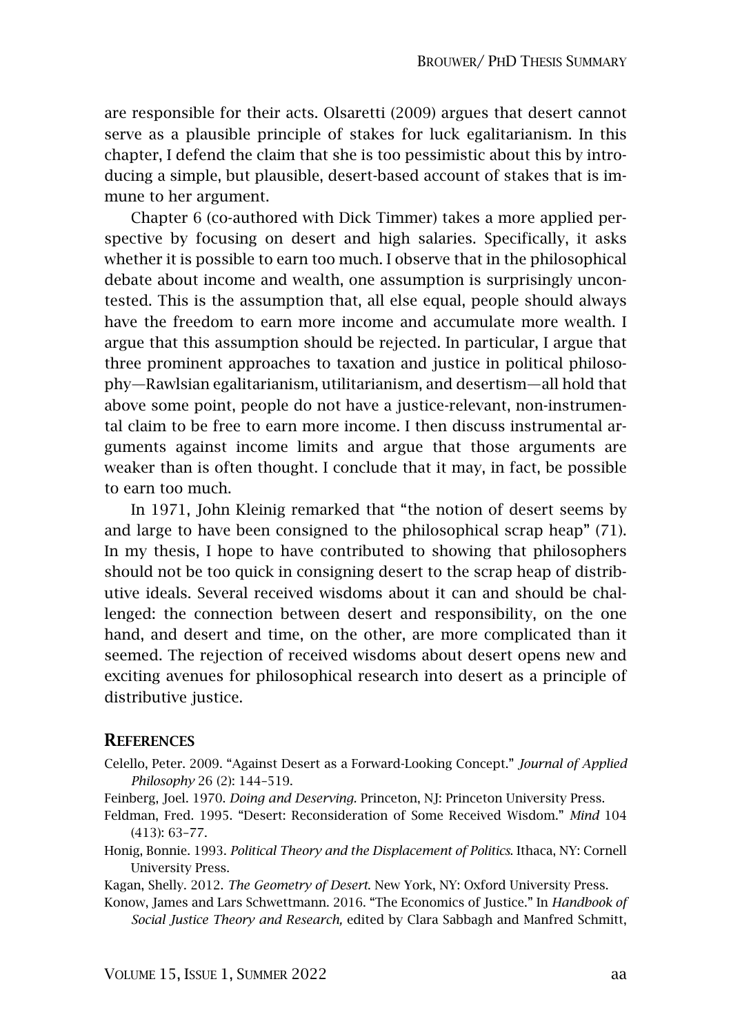are responsible for their acts. Olsaretti (2009) argues that desert cannot serve as a plausible principle of stakes for luck egalitarianism. In this chapter, I defend the claim that she is too pessimistic about this by introducing a simple, but plausible, desert-based account of stakes that is immune to her argument.

Chapter 6 (co-authored with Dick Timmer) takes a more applied perspective by focusing on desert and high salaries. Specifically, it asks whether it is possible to earn too much. I observe that in the philosophical debate about income and wealth, one assumption is surprisingly uncontested. This is the assumption that, all else equal, people should always have the freedom to earn more income and accumulate more wealth. I argue that this assumption should be rejected. In particular, I argue that three prominent approaches to taxation and justice in political philosophy—Rawlsian egalitarianism, utilitarianism, and desertism—all hold that above some point, people do not have a justice-relevant, non-instrumental claim to be free to earn more income. I then discuss instrumental arguments against income limits and argue that those arguments are weaker than is often thought. I conclude that it may, in fact, be possible to earn too much.

In 1971, John Kleinig remarked that "the notion of desert seems by and large to have been consigned to the philosophical scrap heap" (71). In my thesis, I hope to have contributed to showing that philosophers should not be too quick in consigning desert to the scrap heap of distributive ideals. Several received wisdoms about it can and should be challenged: the connection between desert and responsibility, on the one hand, and desert and time, on the other, are more complicated than it seemed. The rejection of received wisdoms about desert opens new and exciting avenues for philosophical research into desert as a principle of distributive justice.

## References

Celello, Peter. 2009. "Against Desert as a Forward-Looking Concept." *Journal of Applied Philosophy* 26 (2): 144–519.

Feinberg, Joel. 1970. *Doing and Deserving.* Princeton, NJ: Princeton University Press.

Feldman, Fred. 1995. "Desert: Reconsideration of Some Received Wisdom." *Mind* 104 (413): 63–77.

Honig, Bonnie. 1993. *Political Theory and the Displacement of Politics.* Ithaca, NY: Cornell University Press.

Kagan, Shelly. 2012. *The Geometry of Desert.* New York, NY: Oxford University Press.

Konow, James and Lars Schwettmann. 2016. "The Economics of Justice." In *Handbook of Social Justice Theory and Research,* edited by Clara Sabbagh and Manfred Schmitt,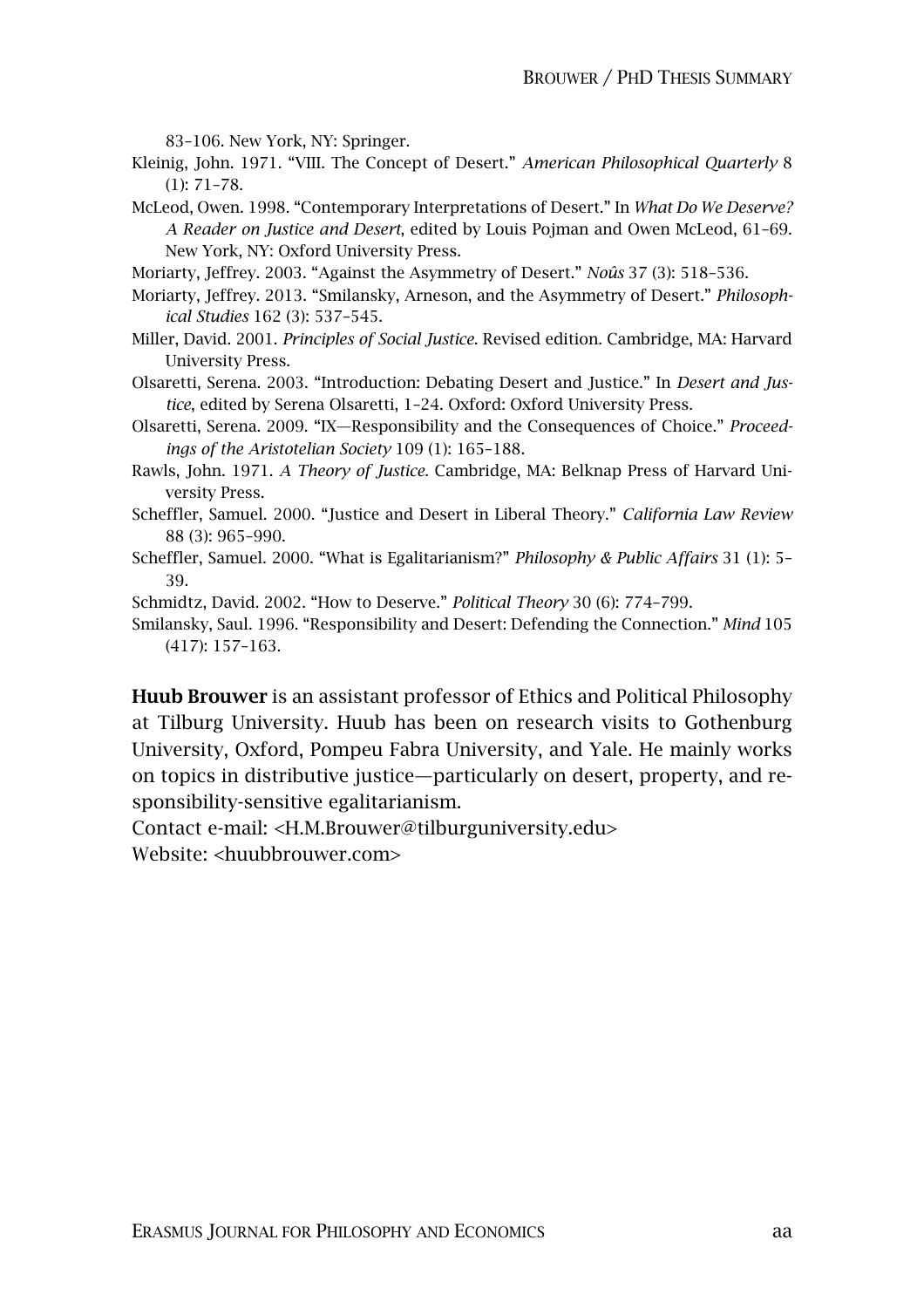83–106. New York, NY: Springer.

Kleinig, John. 1971. "VIII. The Concept of Desert." *American Philosophical Quarterly* 8 (1): 71–78.

McLeod, Owen. 1998. "Contemporary Interpretations of Desert." In *What Do We Deserve? A Reader on Justice and Desert*, edited by Louis Pojman and Owen McLeod, 61–69. New York, NY: Oxford University Press.

Moriarty, Jeffrey. 2003. "Against the Asymmetry of Desert." *Noûs* 37 (3): 518–536.

Moriarty, Jeffrey. 2013. "Smilansky, Arneson, and the Asymmetry of Desert." *Philosophical Studies* 162 (3): 537–545.

Miller, David. 2001. *Principles of Social Justice*. Revised edition. Cambridge, MA: Harvard University Press.

Olsaretti, Serena. 2003. "Introduction: Debating Desert and Justice." In *Desert and Justice*, edited by Serena Olsaretti, 1–24. Oxford: Oxford University Press.

Olsaretti, Serena. 2009. "IX—Responsibility and the Consequences of Choice." *Proceedings of the Aristotelian Society* 109 (1): 165–188.

Rawls, John. 1971. *A Theory of Justice*. Cambridge, MA: Belknap Press of Harvard University Press.

Scheffler, Samuel. 2000. "Justice and Desert in Liberal Theory." *California Law Review* 88 (3): 965–990.

Scheffler, Samuel. 2000. "What is Egalitarianism?" *Philosophy & Public Affairs* 31 (1): 5–39.

Schmidtz, David. 2002. "How to Deserve." *Political Theory* 30 (6): 774–799.

Smilansky, Saul. 1996. "Responsibility and Desert: Defending the Connection." *Mind* 105 (417): 157–163.

**Huub Brouwer** is an assistant professor of Ethics and Political Philosophy at Tilburg University. Huub has been on research visits to Gothenburg University, Oxford, Pompeu Fabra University, and Yale. He mainly works on topics in distributive justice—particularly on desert, property, and responsibility-sensitive egalitarianism.

Contact e-mail: <H.M.Brouwer@tilburguniversity.edu>

Website: <huubbrouwer.com>